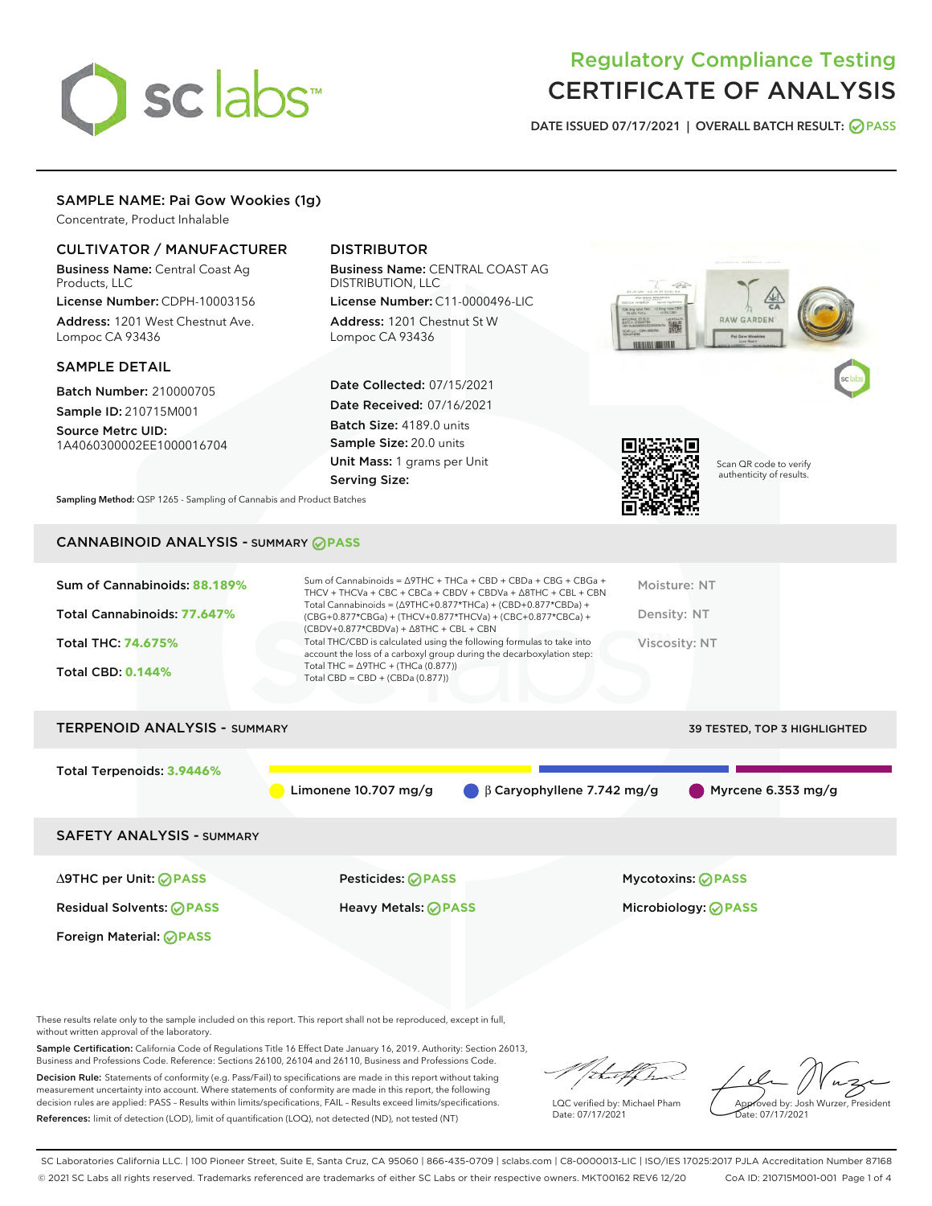# Regulatory Compliance Testing
# CERTIFICATE OF ANALYSIS

DATE ISSUED 07/17/2021 | OVERALL BATCH RESULT: PASS

## SAMPLE NAME: Pai Gow Wookies (1g)

Concentrate, Product Inhalable

### CULTIVATOR / MANUFACTURER

**Business Name:** Central Coast Ag Products, LLC

**License Number:** CDPH-10003156

**Address:** 1201 West Chestnut Ave. Lompoc CA 93436

### DISTRIBUTOR

**Business Name:** CENTRAL COAST AG DISTRIBUTION, LLC

**License Number:** C11-0000496-LIC

**Address:** 1201 Chestnut St W Lompoc CA 93436

### SAMPLE DETAIL

**Batch Number:** 210000705

**Sample ID:** 210715M001

**Source Metrc UID:** 1A4060300002EE1000016704

**Date Collected:** 07/15/2021

**Date Received:** 07/16/2021

**Batch Size:** 4189.0 units

**Sample Size:** 20.0 units

**Unit Mass:** 1 grams per Unit

**Serving Size:**

Scan QR code to verify authenticity of results.

**Sampling Method:** QSP 1265 - Sampling of Cannabis and Product Batches

## CANNABINOID ANALYSIS - SUMMARY PASS

**Sum of Cannabinoids:** 88.189%

**Total Cannabinoids:** 77.647%

**Total THC:** 74.675%

**Total CBD:** 0.144%

Sum of Cannabinoids = Δ9THC + THCa + CBD + CBDa + CBG + CBGa + THCV + THCVa + CBC + CBCa + CBDV + CBDVa + Δ8THC + CBL + CBN

Total Cannabinoids = (Δ9THC+0.877*THCa) + (CBD+0.877*CBDa) + (CBG+0.877*CBGa) + (THCV+0.877*THCVa) + (CBC+0.877*CBCa) + (CBDV+0.877*CBDVa) + Δ8THC + CBL + CBN

Total THC/CBD is calculated using the following formulas to take into account the loss of a carboxyl group during the decarboxylation step:

Total THC = Δ9THC + (THCa (0.877))

Total CBD = CBD + (CBDa (0.877))

Moisture: NT

Density: NT

Viscosity: NT

## TERPENOID ANALYSIS - SUMMARY

39 TESTED, TOP 3 HIGHLIGHTED

**Total Terpenoids:** 3.9446%

Limonene 10.707 mg/g | β Caryophyllene 7.742 mg/g | Myrcene 6.353 mg/g

## SAFETY ANALYSIS - SUMMARY

| | | |
|---|---|---|
| Δ9THC per Unit: PASS | Pesticides: PASS | Mycotoxins: PASS |
| Residual Solvents: PASS | Heavy Metals: PASS | Microbiology: PASS |
| Foreign Material: PASS | | |

These results relate only to the sample included on this report. This report shall not be reproduced, except in full, without written approval of the laboratory.

**Sample Certification:** California Code of Regulations Title 16 Effect Date January 16, 2019. Authority: Section 26013, Business and Professions Code. Reference: Sections 26100, 26104 and 26110, Business and Professions Code.

**Decision Rule:** Statements of conformity (e.g. Pass/Fail) to specifications are made in this report without taking measurement uncertainty into account. Where statements of conformity are made in this report, the following decision rules are applied: PASS – Results within limits/specifications, FAIL – Results exceed limits/specifications.

**References:** limit of detection (LOD), limit of quantification (LOQ), not detected (ND), not tested (NT)

LQC verified by: Michael Pham
Date: 07/17/2021

Approved by: Josh Wurzer, President
Date: 07/17/2021

SC Laboratories California LLC. | 100 Pioneer Street, Suite E, Santa Cruz, CA 95060 | 866-435-0709 | sclabs.com | C8-0000013-LIC | ISO/IES 17025:2017 PJLA Accreditation Number 87168
© 2021 SC Labs all rights reserved. Trademarks referenced are trademarks of either SC Labs or their respective owners. MKT00162 REV6 12/20 CoA ID: 210715M001-001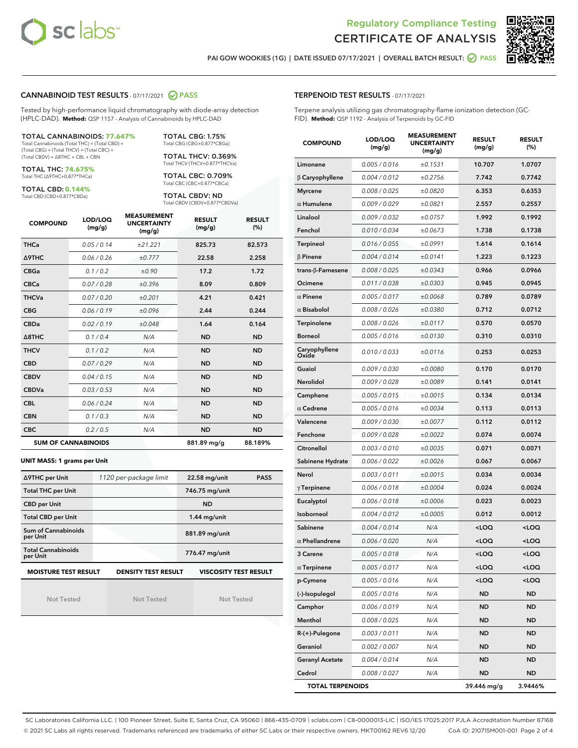# Regulatory Compliance Testing
# CERTIFICATE OF ANALYSIS

PAI GOW WOOKIES (1G) | DATE ISSUED 07/17/2021 | OVERALL BATCH RESULT: PASS

## CANNABINOID TEST RESULTS - 07/17/2021 PASS

Tested by high-performance liquid chromatography with diode-array detection (HPLC-DAD). **Method:** QSP 1157 - Analysis of Cannabinoids by HPLC-DAD

**TOTAL CANNABINOIDS: 77.647%**
Total Cannabinoids (Total THC) + (Total CBD) + (Total CBG) + (Total THCV) + (Total CBC) + (Total CBDV) + Δ8THC + CBL + CBN

**TOTAL THC: 74.675%**
Total THC (Δ9THC+0.877*THCa)

**TOTAL CBD: 0.144%**
Total CBD (CBD+0.877*CBDa)

**TOTAL CBG: 1.75%**
Total CBG (CBG+0.877*CBGa)

**TOTAL THCV: 0.369%**
Total THCV (THCV+0.877*THCVa)

**TOTAL CBC: 0.709%**
Total CBC (CBC+0.877*CBCa)

**TOTAL CBDV: ND**
Total CBDV (CBDV+0.877*CBDVa)

| COMPOUND | LOD/LOQ (mg/g) | MEASUREMENT UNCERTAINTY (mg/g) | RESULT (mg/g) | RESULT (%) |
|---|---|---|---|---|
| THCa | 0.05 / 0.14 | ±21.221 | 825.73 | 82.573 |
| Δ9THC | 0.06 / 0.26 | ±0.777 | 22.58 | 2.258 |
| CBGa | 0.1 / 0.2 | ±0.90 | 17.2 | 1.72 |
| CBCa | 0.07 / 0.28 | ±0.396 | 8.09 | 0.809 |
| THCVa | 0.07 / 0.20 | ±0.201 | 4.21 | 0.421 |
| CBG | 0.06 / 0.19 | ±0.096 | 2.44 | 0.244 |
| CBDa | 0.02 / 0.19 | ±0.048 | 1.64 | 0.164 |
| Δ8THC | 0.1 / 0.4 | N/A | ND | ND |
| THCV | 0.1 / 0.2 | N/A | ND | ND |
| CBD | 0.07 / 0.29 | N/A | ND | ND |
| CBDV | 0.04 / 0.15 | N/A | ND | ND |
| CBDVa | 0.03 / 0.53 | N/A | ND | ND |
| CBL | 0.06 / 0.24 | N/A | ND | ND |
| CBN | 0.1 / 0.3 | N/A | ND | ND |
| CBC | 0.2 / 0.5 | N/A | ND | ND |
| **SUM OF CANNABINOIDS** | | | 881.89 mg/g | 88.189% |

**UNIT MASS: 1 grams per Unit**

| | | | |
|---|---|---|---|
| Δ9THC per Unit | 1120 per-package limit | 22.58 mg/unit | PASS |
| Total THC per Unit | | 746.75 mg/unit | |
| CBD per Unit | | ND | |
| Total CBD per Unit | | 1.44 mg/unit | |
| Sum of Cannabinoids per Unit | | 881.89 mg/unit | |
| Total Cannabinoids per Unit | | 776.47 mg/unit | |

| MOISTURE TEST RESULT | DENSITY TEST RESULT | VISCOSITY TEST RESULT |
|---|---|---|
| Not Tested | Not Tested | Not Tested |

## TERPENOID TEST RESULTS - 07/17/2021

Terpene analysis utilizing gas chromatography-flame ionization detection (GC-FID). **Method:** QSP 1192 - Analysis of Terpenoids by GC-FID

| COMPOUND | LOD/LOQ (mg/g) | MEASUREMENT UNCERTAINTY (mg/g) | RESULT (mg/g) | RESULT (%) |
|---|---|---|---|---|
| Limonene | 0.005 / 0.016 | ±0.1531 | 10.707 | 1.0707 |
| β Caryophyllene | 0.004 / 0.012 | ±0.2756 | 7.742 | 0.7742 |
| Myrcene | 0.008 / 0.025 | ±0.0820 | 6.353 | 0.6353 |
| α Humulene | 0.009 / 0.029 | ±0.0821 | 2.557 | 0.2557 |
| Linalool | 0.009 / 0.032 | ±0.0757 | 1.992 | 0.1992 |
| Fenchol | 0.010 / 0.034 | ±0.0673 | 1.738 | 0.1738 |
| Terpineol | 0.016 / 0.055 | ±0.0991 | 1.614 | 0.1614 |
| β Pinene | 0.004 / 0.014 | ±0.0141 | 1.223 | 0.1223 |
| trans-β-Farnesene | 0.008 / 0.025 | ±0.0343 | 0.966 | 0.0966 |
| Ocimene | 0.011 / 0.038 | ±0.0303 | 0.945 | 0.0945 |
| α Pinene | 0.005 / 0.017 | ±0.0068 | 0.789 | 0.0789 |
| α Bisabolol | 0.008 / 0.026 | ±0.0380 | 0.712 | 0.0712 |
| Terpinolene | 0.008 / 0.026 | ±0.0117 | 0.570 | 0.0570 |
| Borneol | 0.005 / 0.016 | ±0.0130 | 0.310 | 0.0310 |
| Caryophyllene Oxide | 0.010 / 0.033 | ±0.0116 | 0.253 | 0.0253 |
| Guaiol | 0.009 / 0.030 | ±0.0080 | 0.170 | 0.0170 |
| Nerolidol | 0.009 / 0.028 | ±0.0089 | 0.141 | 0.0141 |
| Camphene | 0.005 / 0.015 | ±0.0015 | 0.134 | 0.0134 |
| α Cedrene | 0.005 / 0.016 | ±0.0034 | 0.113 | 0.0113 |
| Valencene | 0.009 / 0.030 | ±0.0077 | 0.112 | 0.0112 |
| Fenchone | 0.009 / 0.028 | ±0.0022 | 0.074 | 0.0074 |
| Citronellol | 0.003 / 0.010 | ±0.0035 | 0.071 | 0.0071 |
| Sabinene Hydrate | 0.006 / 0.022 | ±0.0026 | 0.067 | 0.0067 |
| Nerol | 0.003 / 0.011 | ±0.0015 | 0.034 | 0.0034 |
| γ Terpinene | 0.006 / 0.018 | ±0.0004 | 0.024 | 0.0024 |
| Eucalyptol | 0.006 / 0.018 | ±0.0006 | 0.023 | 0.0023 |
| Isoborneol | 0.004 / 0.012 | ±0.0005 | 0.012 | 0.0012 |
| Sabinene | 0.004 / 0.014 | N/A | <LOQ | <LOQ |
| α Phellandrene | 0.006 / 0.020 | N/A | <LOQ | <LOQ |
| 3 Carene | 0.005 / 0.018 | N/A | <LOQ | <LOQ |
| α Terpinene | 0.005 / 0.017 | N/A | <LOQ | <LOQ |
| p-Cymene | 0.005 / 0.016 | N/A | <LOQ | <LOQ |
| (-)-Isopulegol | 0.005 / 0.016 | N/A | ND | ND |
| Camphor | 0.006 / 0.019 | N/A | ND | ND |
| Menthol | 0.008 / 0.025 | N/A | ND | ND |
| R-(+)-Pulegone | 0.003 / 0.011 | N/A | ND | ND |
| Geraniol | 0.002 / 0.007 | N/A | ND | ND |
| Geranyl Acetate | 0.004 / 0.014 | N/A | ND | ND |
| Cedrol | 0.008 / 0.027 | N/A | ND | ND |
| **TOTAL TERPENOIDS** | | | 39.446 mg/g | 3.9446% |

SC Laboratories California LLC. | 100 Pioneer Street, Suite E, Santa Cruz, CA 95060 | 866-435-0709 | sclabs.com | C8-0000013-LIC | ISO/IES 17025:2017 PJLA Accreditation Number 87168
© 2021 SC Labs all rights reserved. Trademarks referenced are trademarks of either SC Labs or their respective owners. MKT00162 REV6 12/20 CoA ID: 210715M001-001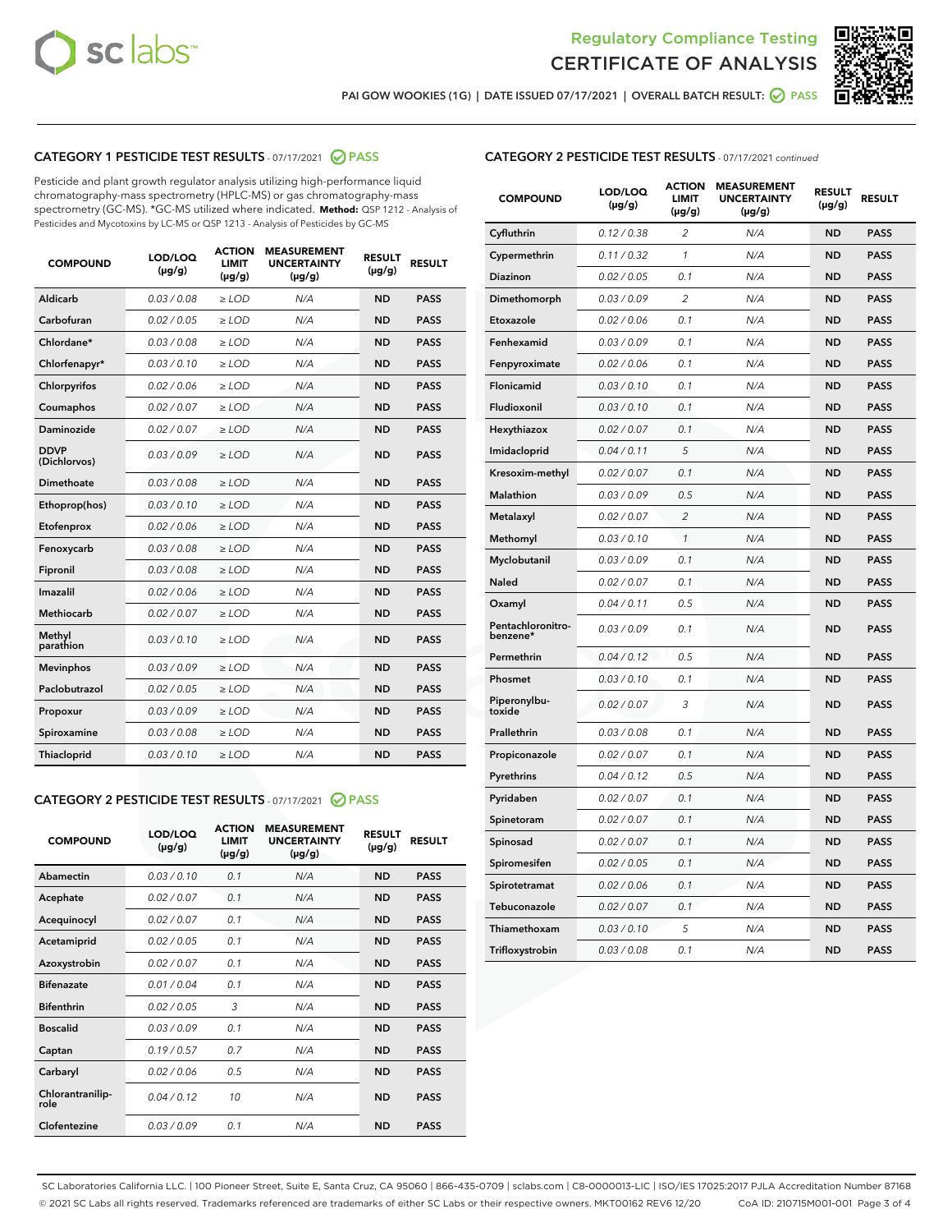Regulatory Compliance Testing

# CERTIFICATE OF ANALYSIS

PAI GOW WOOKIES (1G) | DATE ISSUED 07/17/2021 | OVERALL BATCH RESULT: PASS

## CATEGORY 1 PESTICIDE TEST RESULTS - 07/17/2021 PASS

Pesticide and plant growth regulator analysis utilizing high-performance liquid chromatography-mass spectrometry (HPLC-MS) or gas chromatography-mass spectrometry (GC-MS). *GC-MS utilized where indicated. **Method:** QSP 1212 - Analysis of Pesticides and Mycotoxins by LC-MS or QSP 1213 - Analysis of Pesticides by GC-MS

| COMPOUND | LOD/LOQ (µg/g) | ACTION LIMIT (µg/g) | MEASUREMENT UNCERTAINTY (µg/g) | RESULT (µg/g) | RESULT |
|---|---|---|---|---|---|
| Aldicarb | 0.03 / 0.08 | ≥ LOD | N/A | ND | PASS |
| Carbofuran | 0.02 / 0.05 | ≥ LOD | N/A | ND | PASS |
| Chlordane* | 0.03 / 0.08 | ≥ LOD | N/A | ND | PASS |
| Chlorfenapyr* | 0.03 / 0.10 | ≥ LOD | N/A | ND | PASS |
| Chlorpyrifos | 0.02 / 0.06 | ≥ LOD | N/A | ND | PASS |
| Coumaphos | 0.02 / 0.07 | ≥ LOD | N/A | ND | PASS |
| Daminozide | 0.02 / 0.07 | ≥ LOD | N/A | ND | PASS |
| DDVP (Dichlorvos) | 0.03 / 0.09 | ≥ LOD | N/A | ND | PASS |
| Dimethoate | 0.03 / 0.08 | ≥ LOD | N/A | ND | PASS |
| Ethoprop(hos) | 0.03 / 0.10 | ≥ LOD | N/A | ND | PASS |
| Etofenprox | 0.02 / 0.06 | ≥ LOD | N/A | ND | PASS |
| Fenoxycarb | 0.03 / 0.08 | ≥ LOD | N/A | ND | PASS |
| Fipronil | 0.03 / 0.08 | ≥ LOD | N/A | ND | PASS |
| Imazalil | 0.02 / 0.06 | ≥ LOD | N/A | ND | PASS |
| Methiocarb | 0.02 / 0.07 | ≥ LOD | N/A | ND | PASS |
| Methyl parathion | 0.03 / 0.10 | ≥ LOD | N/A | ND | PASS |
| Mevinphos | 0.03 / 0.09 | ≥ LOD | N/A | ND | PASS |
| Paclobutrazol | 0.02 / 0.05 | ≥ LOD | N/A | ND | PASS |
| Propoxur | 0.03 / 0.09 | ≥ LOD | N/A | ND | PASS |
| Spiroxamine | 0.03 / 0.08 | ≥ LOD | N/A | ND | PASS |
| Thiacloprid | 0.03 / 0.10 | ≥ LOD | N/A | ND | PASS |

## CATEGORY 2 PESTICIDE TEST RESULTS - 07/17/2021 PASS

| COMPOUND | LOD/LOQ (µg/g) | ACTION LIMIT (µg/g) | MEASUREMENT UNCERTAINTY (µg/g) | RESULT (µg/g) | RESULT |
|---|---|---|---|---|---|
| Abamectin | 0.03 / 0.10 | 0.1 | N/A | ND | PASS |
| Acephate | 0.02 / 0.07 | 0.1 | N/A | ND | PASS |
| Acequinocyl | 0.02 / 0.07 | 0.1 | N/A | ND | PASS |
| Acetamiprid | 0.02 / 0.05 | 0.1 | N/A | ND | PASS |
| Azoxystrobin | 0.02 / 0.07 | 0.1 | N/A | ND | PASS |
| Bifenazate | 0.01 / 0.04 | 0.1 | N/A | ND | PASS |
| Bifenthrin | 0.02 / 0.05 | 3 | N/A | ND | PASS |
| Boscalid | 0.03 / 0.09 | 0.1 | N/A | ND | PASS |
| Captan | 0.19 / 0.57 | 0.7 | N/A | ND | PASS |
| Carbaryl | 0.02 / 0.06 | 0.5 | N/A | ND | PASS |
| Chlorantraniliprole | 0.04 / 0.12 | 10 | N/A | ND | PASS |
| Clofentezine | 0.03 / 0.09 | 0.1 | N/A | ND | PASS |
| Cyfluthrin | 0.12 / 0.38 | 2 | N/A | ND | PASS |
| Cypermethrin | 0.11 / 0.32 | 1 | N/A | ND | PASS |
| Diazinon | 0.02 / 0.05 | 0.1 | N/A | ND | PASS |
| Dimethomorph | 0.03 / 0.09 | 2 | N/A | ND | PASS |
| Etoxazole | 0.02 / 0.06 | 0.1 | N/A | ND | PASS |
| Fenhexamid | 0.03 / 0.09 | 0.1 | N/A | ND | PASS |
| Fenpyroximate | 0.02 / 0.06 | 0.1 | N/A | ND | PASS |
| Flonicamid | 0.03 / 0.10 | 0.1 | N/A | ND | PASS |
| Fludioxonil | 0.03 / 0.10 | 0.1 | N/A | ND | PASS |
| Hexythiazox | 0.02 / 0.07 | 0.1 | N/A | ND | PASS |
| Imidacloprid | 0.04 / 0.11 | 5 | N/A | ND | PASS |
| Kresoxim-methyl | 0.02 / 0.07 | 0.1 | N/A | ND | PASS |
| Malathion | 0.03 / 0.09 | 0.5 | N/A | ND | PASS |
| Metalaxyl | 0.02 / 0.07 | 2 | N/A | ND | PASS |
| Methomyl | 0.03 / 0.10 | 1 | N/A | ND | PASS |
| Myclobutanil | 0.03 / 0.09 | 0.1 | N/A | ND | PASS |
| Naled | 0.02 / 0.07 | 0.1 | N/A | ND | PASS |
| Oxamyl | 0.04 / 0.11 | 0.5 | N/A | ND | PASS |
| Pentachloronitrobenzene* | 0.03 / 0.09 | 0.1 | N/A | ND | PASS |
| Permethrin | 0.04 / 0.12 | 0.5 | N/A | ND | PASS |
| Phosmet | 0.03 / 0.10 | 0.1 | N/A | ND | PASS |
| Piperonylbutoxide | 0.02 / 0.07 | 3 | N/A | ND | PASS |
| Prallethrin | 0.03 / 0.08 | 0.1 | N/A | ND | PASS |
| Propiconazole | 0.02 / 0.07 | 0.1 | N/A | ND | PASS |
| Pyrethrins | 0.04 / 0.12 | 0.5 | N/A | ND | PASS |
| Pyridaben | 0.02 / 0.07 | 0.1 | N/A | ND | PASS |
| Spinetoram | 0.02 / 0.07 | 0.1 | N/A | ND | PASS |
| Spinosad | 0.02 / 0.07 | 0.1 | N/A | ND | PASS |
| Spiromesifen | 0.02 / 0.05 | 0.1 | N/A | ND | PASS |
| Spirotetramat | 0.02 / 0.06 | 0.1 | N/A | ND | PASS |
| Tebuconazole | 0.02 / 0.07 | 0.1 | N/A | ND | PASS |
| Thiamethoxam | 0.03 / 0.10 | 5 | N/A | ND | PASS |
| Trifloxystrobin | 0.03 / 0.08 | 0.1 | N/A | ND | PASS |

SC Laboratories California LLC. | 100 Pioneer Street, Suite E, Santa Cruz, CA 95060 | 866-435-0709 | sclabs.com | C8-0000013-LIC | ISO/IES 17025:2017 PJLA Accreditation Number 87168
© 2021 SC Labs all rights reserved. Trademarks referenced are trademarks of either SC Labs or their respective owners. MKT00162 REV6 12/20 CoA ID: 210715M001-001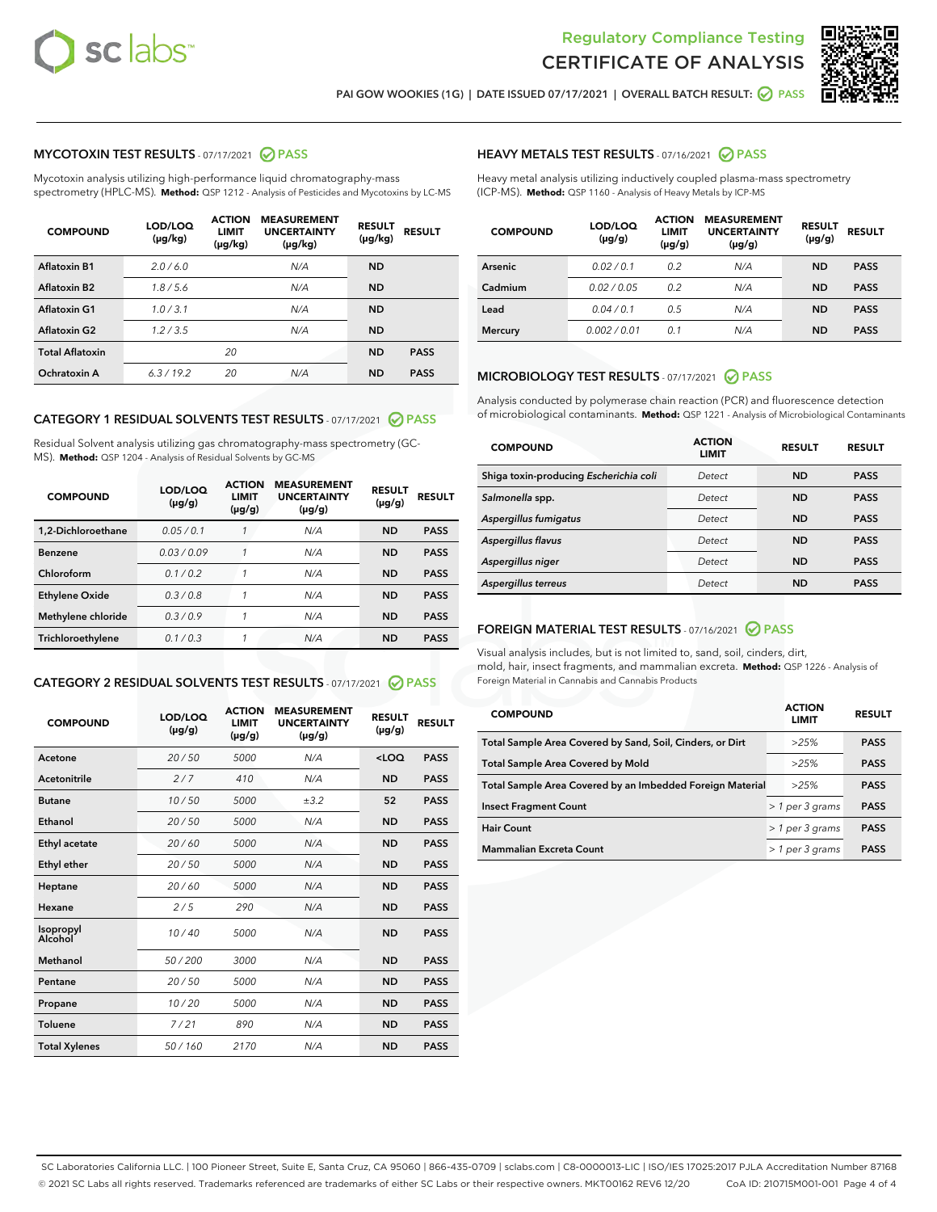Regulatory Compliance Testing

# CERTIFICATE OF ANALYSIS

PAI GOW WOOKIES (1G) | DATE ISSUED 07/17/2021 | OVERALL BATCH RESULT: PASS

## MYCOTOXIN TEST RESULTS - 07/17/2021 PASS

Mycotoxin analysis utilizing high-performance liquid chromatography-mass spectrometry (HPLC-MS). **Method:** QSP 1212 - Analysis of Pesticides and Mycotoxins by LC-MS

| COMPOUND | LOD/LOQ (µg/kg) | ACTION LIMIT (µg/kg) | MEASUREMENT UNCERTAINTY (µg/kg) | RESULT (µg/kg) | RESULT |
|---|---|---|---|---|---|
| Aflatoxin B1 | 2.0 / 6.0 | | N/A | ND | |
| Aflatoxin B2 | 1.8 / 5.6 | | N/A | ND | |
| Aflatoxin G1 | 1.0 / 3.1 | | N/A | ND | |
| Aflatoxin G2 | 1.2 / 3.5 | | N/A | ND | |
| Total Aflatoxin | | 20 | | ND | PASS |
| Ochratoxin A | 6.3 / 19.2 | 20 | N/A | ND | PASS |

## CATEGORY 1 RESIDUAL SOLVENTS TEST RESULTS - 07/17/2021 PASS

Residual Solvent analysis utilizing gas chromatography-mass spectrometry (GC-MS). **Method:** QSP 1204 - Analysis of Residual Solvents by GC-MS

| COMPOUND | LOD/LOQ (µg/g) | ACTION LIMIT (µg/g) | MEASUREMENT UNCERTAINTY (µg/g) | RESULT (µg/g) | RESULT |
|---|---|---|---|---|---|
| 1,2-Dichloroethane | 0.05 / 0.1 | 1 | N/A | ND | PASS |
| Benzene | 0.03 / 0.09 | 1 | N/A | ND | PASS |
| Chloroform | 0.1 / 0.2 | 1 | N/A | ND | PASS |
| Ethylene Oxide | 0.3 / 0.8 | 1 | N/A | ND | PASS |
| Methylene chloride | 0.3 / 0.9 | 1 | N/A | ND | PASS |
| Trichloroethylene | 0.1 / 0.3 | 1 | N/A | ND | PASS |

## CATEGORY 2 RESIDUAL SOLVENTS TEST RESULTS - 07/17/2021 PASS

| COMPOUND | LOD/LOQ (µg/g) | ACTION LIMIT (µg/g) | MEASUREMENT UNCERTAINTY (µg/g) | RESULT (µg/g) | RESULT |
|---|---|---|---|---|---|
| Acetone | 20 / 50 | 5000 | N/A | <LOQ | PASS |
| Acetonitrile | 2 / 7 | 410 | N/A | ND | PASS |
| Butane | 10 / 50 | 5000 | ±3.2 | 52 | PASS |
| Ethanol | 20 / 50 | 5000 | N/A | ND | PASS |
| Ethyl acetate | 20 / 60 | 5000 | N/A | ND | PASS |
| Ethyl ether | 20 / 50 | 5000 | N/A | ND | PASS |
| Heptane | 20 / 60 | 5000 | N/A | ND | PASS |
| Hexane | 2 / 5 | 290 | N/A | ND | PASS |
| Isopropyl Alcohol | 10 / 40 | 5000 | N/A | ND | PASS |
| Methanol | 50 / 200 | 3000 | N/A | ND | PASS |
| Pentane | 20 / 50 | 5000 | N/A | ND | PASS |
| Propane | 10 / 20 | 5000 | N/A | ND | PASS |
| Toluene | 7 / 21 | 890 | N/A | ND | PASS |
| Total Xylenes | 50 / 160 | 2170 | N/A | ND | PASS |

## HEAVY METALS TEST RESULTS - 07/16/2021 PASS

Heavy metal analysis utilizing inductively coupled plasma-mass spectrometry (ICP-MS). **Method:** QSP 1160 - Analysis of Heavy Metals by ICP-MS

| COMPOUND | LOD/LOQ (µg/g) | ACTION LIMIT (µg/g) | MEASUREMENT UNCERTAINTY (µg/g) | RESULT (µg/g) | RESULT |
|---|---|---|---|---|---|
| Arsenic | 0.02 / 0.1 | 0.2 | N/A | ND | PASS |
| Cadmium | 0.02 / 0.05 | 0.2 | N/A | ND | PASS |
| Lead | 0.04 / 0.1 | 0.5 | N/A | ND | PASS |
| Mercury | 0.002 / 0.01 | 0.1 | N/A | ND | PASS |

## MICROBIOLOGY TEST RESULTS - 07/17/2021 PASS

Analysis conducted by polymerase chain reaction (PCR) and fluorescence detection of microbiological contaminants. **Method:** QSP 1221 - Analysis of Microbiological Contaminants

| COMPOUND | ACTION LIMIT | RESULT | RESULT |
|---|---|---|---|
| Shiga toxin-producing *Escherichia coli* | Detect | ND | PASS |
| *Salmonella* spp. | Detect | ND | PASS |
| *Aspergillus fumigatus* | Detect | ND | PASS |
| *Aspergillus flavus* | Detect | ND | PASS |
| *Aspergillus niger* | Detect | ND | PASS |
| *Aspergillus terreus* | Detect | ND | PASS |

## FOREIGN MATERIAL TEST RESULTS - 07/16/2021 PASS

Visual analysis includes, but is not limited to, sand, soil, cinders, dirt, mold, hair, insect fragments, and mammalian excreta. **Method:** QSP 1226 - Analysis of Foreign Material in Cannabis and Cannabis Products

| COMPOUND | ACTION LIMIT | RESULT |
|---|---|---|
| Total Sample Area Covered by Sand, Soil, Cinders, or Dirt | >25% | PASS |
| Total Sample Area Covered by Mold | >25% | PASS |
| Total Sample Area Covered by an Imbedded Foreign Material | >25% | PASS |
| Insect Fragment Count | > 1 per 3 grams | PASS |
| Hair Count | > 1 per 3 grams | PASS |
| Mammalian Excreta Count | > 1 per 3 grams | PASS |

SC Laboratories California LLC. | 100 Pioneer Street, Suite E, Santa Cruz, CA 95060 | 866-435-0709 | sclabs.com | C8-0000013-LIC | ISO/IES 17025:2017 PJLA Accreditation Number 87168
© 2021 SC Labs all rights reserved. Trademarks referenced are trademarks of either SC Labs or their respective owners. MKT00162 REV6 12/20 CoA ID: 210715M001-001